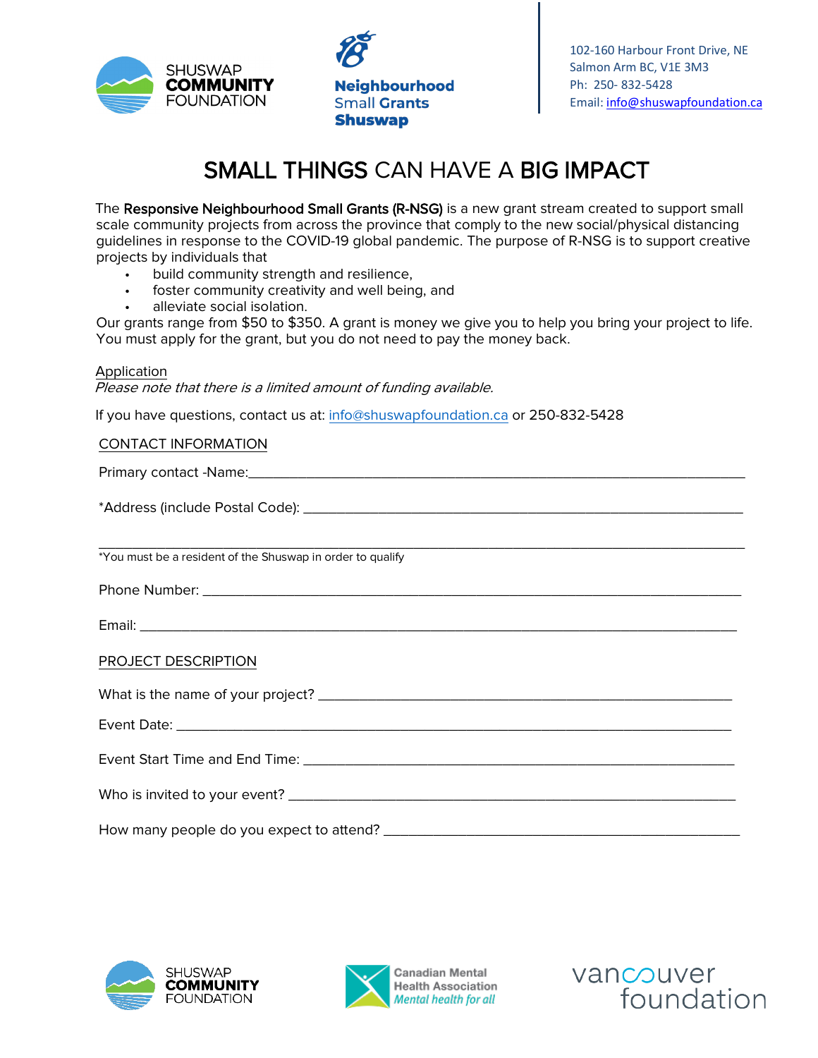SHUSWAP **COMMUNITY** FOUNDATION

**Neighbourhood** Small Grants **Shuswap**

102-160 Harbour Front Drive, NE
Salmon Arm BC, V1E 3M3
Ph: 250- 832-5428
Email: info@shuswapfoundation.ca

# SMALL THINGS CAN HAVE A BIG IMPACT

The **Responsive Neighbourhood Small Grants (R-NSG)** is a new grant stream created to support small scale community projects from across the province that comply to the new social/physical distancing guidelines in response to the COVID-19 global pandemic. The purpose of R-NSG is to support creative projects by individuals that

- build community strength and resilience,
- foster community creativity and well being, and
- alleviate social isolation.

Our grants range from $50 to $350. A grant is money we give you to help you bring your project to life. You must apply for the grant, but you do not need to pay the money back.

Application

*Please note that there is a limited amount of funding available.*

If you have questions, contact us at: info@shuswapfoundation.ca or 250-832-5428

## CONTACT INFORMATION

Primary contact -Name:________________________________________________________________

*Address (include Postal Code): _________________________________________________________

______________________________________________________________________________

*You must be a resident of the Shuswap in order to qualify

Phone Number: _______________________________________________________________________

Email: ______________________________________________________________________________

## PROJECT DESCRIPTION

What is the name of your project? ______________________________________________________

Event Date: _________________________________________________________________________

Event Start Time and End Time: _________________________________________________________

Who is invited to your event? ___________________________________________________________

How many people do you expect to attend? _______________________________________________

SHUSWAP **COMMUNITY** FOUNDATION

Canadian Mental Health Association *Mental health for all*

vancouver foundation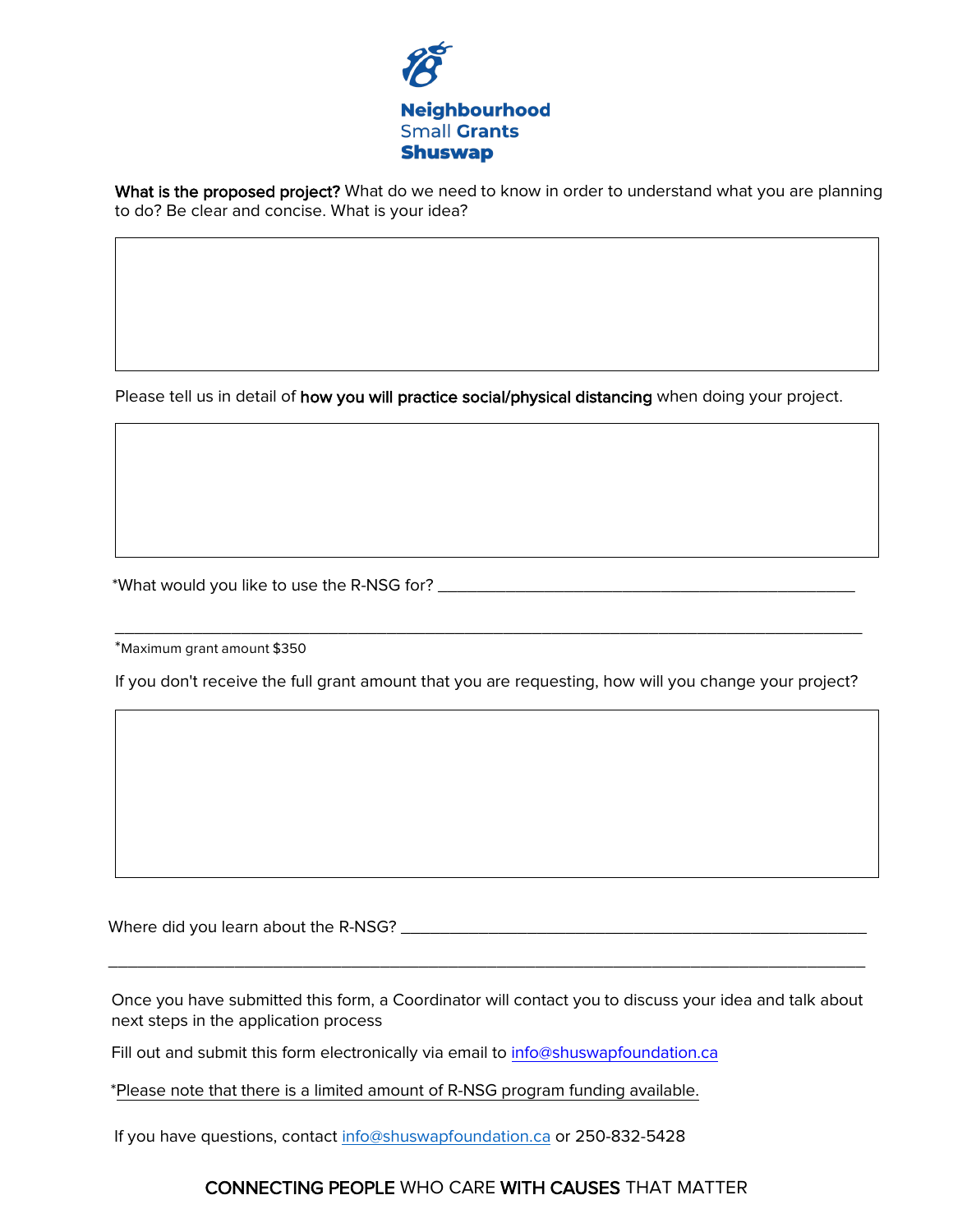Neighbourhood
Small Grants
Shuswap

**What is the proposed project?** What do we need to know in order to understand what you are planning to do? Be clear and concise. What is your idea?

Please tell us in detail of **how you will practice social/physical distancing** when doing your project.

*What would you like to use the R-NSG for? ___________________________________________

___________________________________________________________________________

*Maximum grant amount $350

If you don't receive the full grant amount that you are requesting, how will you change your project?

Where did you learn about the R-NSG? ______________________________________________

___________________________________________________________________________

Once you have submitted this form, a Coordinator will contact you to discuss your idea and talk about next steps in the application process

Fill out and submit this form electronically via email to info@shuswapfoundation.ca

*Please note that there is a limited amount of R-NSG program funding available.

If you have questions, contact info@shuswapfoundation.ca or 250-832-5428

**CONNECTING PEOPLE** WHO CARE **WITH CAUSES** THAT MATTER